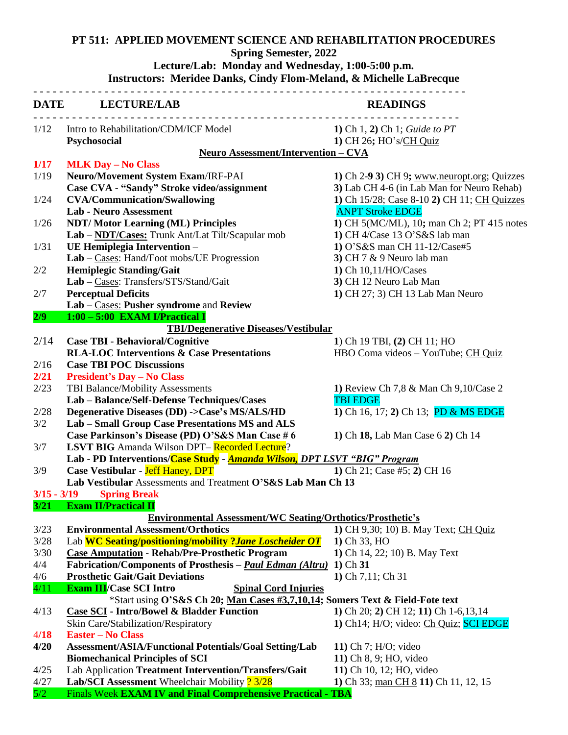# PT 511: APPLIED MOVEMENT SCIENCE AND REHABILITATION PROCEDURES

**Spring Semester, 2022**

**Lecture/Lab: Monday and Wednesday, 1:00-5:00 p.m.**

**Instructors: Meridee Danks, Cindy Flom-Meland, & Michelle LaBrecque**

| DATE | LECTURE/LAB | READINGS |
|---|---|---|
| 1/12 | Intro to Rehabilitation/CDM/ICF Model | **1)** Ch 1, **2)** Ch 1; *Guide to PT* |
| | **Psychosocial** | **1)** CH 26**;** HO's/CH Quiz |
| | **Neuro Assessment/Intervention – CVA** | |
| **1/17** | **MLK Day – No Class** | |
| 1/19 | **Neuro/Movement System Exam**/IRF-PAI | **1)** Ch 2-**9 3)** CH 9**;** www.neuropt.org; Quizzes |
| | **Case CVA - "Sandy" Stroke video/assignment** | **3)** Lab CH 4-6 (in Lab Man for Neuro Rehab) |
| 1/24 | **CVA/Communication/Swallowing** | **1)** Ch 15/28; Case 8-10 **2)** CH 11; CH Quizzes |
| | **Lab - Neuro Assessment** | ANPT Stroke EDGE |
| 1/26 | **NDT/ Motor Learning (ML) Principles** | **1)** CH 5(MC/ML), 10**;** man Ch 2; PT 415 notes |
| | **Lab – NDT/Cases:** Trunk Ant/Lat Tilt/Scapular mob | **1)** CH 4/Case 13 O'S&S lab man |
| 1/31 | **UE Hemiplegia Intervention** – | **1)** O'S&S man CH 11-12/Case#5 |
| | **Lab –** Cases: Hand/Foot mobs/UE Progression | **3)** CH 7 & 9 Neuro lab man |
| 2/2 | **Hemiplegic Standing/Gait** | **1)** Ch 10,11/HO/Cases |
| | **Lab –** Cases: Transfers/STS/Stand/Gait | **3)** CH 12 Neuro Lab Man |
| 2/7 | **Perceptual Deficits** | **1)** CH 27; 3) CH 13 Lab Man Neuro |
| | **Lab –** Cases: **Pusher syndrome** and **Review** | |
| **2/9** | **1:00 – 5:00 EXAM I/Practical I** | |
| | **TBI/Degenerative Diseases/Vestibular** | |
| 2/14 | **Case TBI - Behavioral/Cognitive** | **1**) Ch 19 TBI, **(2)** CH 11; HO |
| | **RLA-LOC Interventions & Case Presentations** | HBO Coma videos – YouTube; CH Quiz |
| 2/16 | **Case TBI POC Discussions** | |
| **2/21** | **President's Day – No Class** | |
| 2/23 | TBI Balance/Mobility Assessments | **1)** Review Ch 7,8 & Man Ch 9,10/Case 2 |
| | **Lab – Balance/Self-Defense Techniques/Cases** | TBI EDGE |
| 2/28 | **Degenerative Diseases (DD) ->Case's MS/ALS/HD** | **1)** Ch 16, 17; **2)** Ch 13; PD & MS EDGE |
| 3/2 | **Lab – Small Group Case Presentations MS and ALS** | |
| | **Case Parkinson's Disease (PD) O'S&S Man Case # 6** | **1)** Ch **18,** Lab Man Case 6 **2)** Ch 14 |
| 3/7 | **LSVT BIG** Amanda Wilson DPT– Recorded Lecture? | |
| | **Lab - PD Interventions/Case Study -** ***Amanda Wilson, DPT LSVT "BIG" Program*** | |
| 3/9 | **Case Vestibular** - Jeff Haney, DPT | **1)** Ch 21; Case #5; **2)** CH 16 |
| | **Lab Vestibular** Assessments and Treatment **O'S&S Lab Man Ch 13** | |
| **3/15 - 3/19** | **Spring Break** | |
| **3/21** | **Exam II/Practical II** | |
| | **Environmental Assessment/WC Seating/Orthotics/Prosthetic's** | |
| 3/23 | **Environmental Assessment/Orthotics** | **1)** CH 9,30; 10) B. May Text; CH Quiz |
| 3/28 | Lab **WC Seating/positioning/mobility ?*Jane Loscheider OT*** | **1)** Ch 33, HO |
| 3/30 | **Case Amputation - Rehab/Pre-Prosthetic Program** | **1)** Ch 14, 22; 10) B. May Text |
| 4/4 | **Fabrication/Components of Prosthesis –** ***Paul Edman (Altru)*** | **1)** Ch **31** |
| 4/6 | **Prosthetic Gait/Gait Deviations** | **1)** Ch 7,11; Ch 31 |
| 4/11 | **Exam III/Case SCI Intro** **Spinal Cord Injuries** | |
| | *Start using **O'S&S Ch 20; Man Cases #3,7,10,14;** **Somers Text & Field-Fote text** | |
| 4/13 | **Case SCI - Intro/Bowel & Bladder Function** | **1)** Ch 20; **2)** CH 12; **11)** Ch 1-6,13,14 |
| | Skin Care/Stabilization/Respiratory | **1)** Ch14; H/O; video: Ch Quiz; SCI EDGE |
| **4/18** | **Easter – No Class** | |
| **4/20** | **Assessment/ASIA/Functional Potentials/Goal Setting/Lab** | **11)** Ch 7; H/O; video |
| | **Biomechanical Principles of SCI** | **11)** Ch 8, 9; HO, video |
| 4/25 | Lab Application **Treatment Intervention/Transfers/Gait** | **11)** Ch 10, 12; HO, video |
| 4/27 | **Lab/SCI Assessment** Wheelchair Mobility ? 3/28 | **1)** Ch 33; man CH 8 **11)** Ch 11, 12, 15 |
| 5/2 | Finals Week **EXAM IV and Final Comprehensive Practical - TBA** | |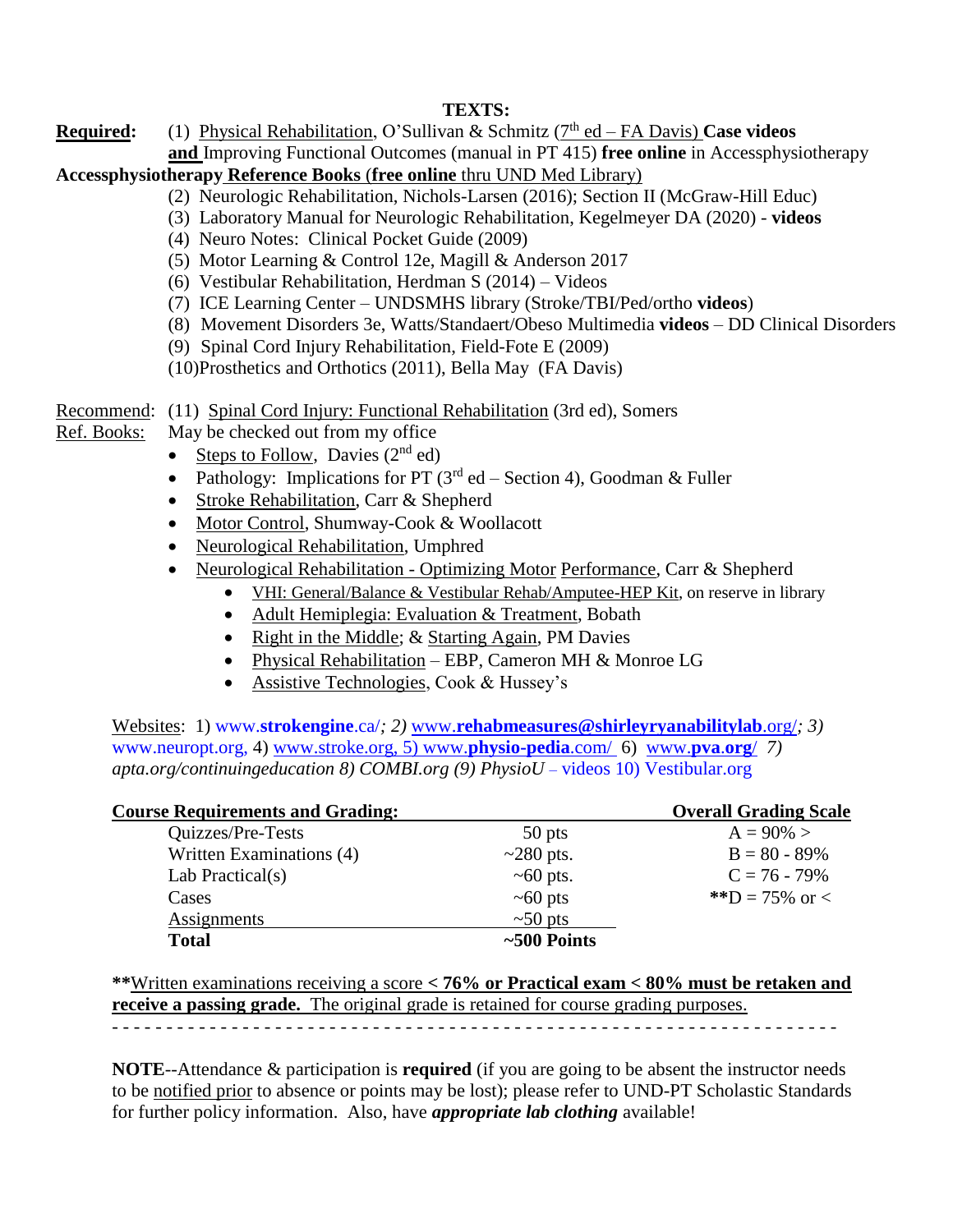## TEXTS:

**Required:** (1) Physical Rehabilitation, O'Sullivan & Schmitz (7th ed – FA Davis) **Case videos** **and** Improving Functional Outcomes (manual in PT 415) **free online** in Accessphysiotherapy

**Accessphysiotherapy Reference Books (free online thru UND Med Library)**

(2) Neurologic Rehabilitation, Nichols-Larsen (2016); Section II (McGraw-Hill Educ)
(3) Laboratory Manual for Neurologic Rehabilitation, Kegelmeyer DA (2020) - **videos**
(4) Neuro Notes: Clinical Pocket Guide (2009)
(5) Motor Learning & Control 12e, Magill & Anderson 2017
(6) Vestibular Rehabilitation, Herdman S (2014) – Videos
(7) ICE Learning Center – UNDSMHS library (Stroke/TBI/Ped/ortho **videos**)
(8) Movement Disorders 3e, Watts/Standaert/Obeso Multimedia **videos** – DD Clinical Disorders
(9) Spinal Cord Injury Rehabilitation, Field-Fote E (2009)
(10) Prosthetics and Orthotics (2011), Bella May (FA Davis)

Recommend: (11) Spinal Cord Injury: Functional Rehabilitation (3rd ed), Somers

Ref. Books: May be checked out from my office

- Steps to Follow, Davies (2nd ed)
- Pathology: Implications for PT (3rd ed – Section 4), Goodman & Fuller
- Stroke Rehabilitation, Carr & Shepherd
- Motor Control, Shumway-Cook & Woollacott
- Neurological Rehabilitation, Umphred
- Neurological Rehabilitation - Optimizing Motor Performance, Carr & Shepherd
  - VHI: General/Balance & Vestibular Rehab/Amputee-HEP Kit, on reserve in library
  - Adult Hemiplegia: Evaluation & Treatment, Bobath
  - Right in the Middle; & Starting Again, PM Davies
  - Physical Rehabilitation – EBP, Cameron MH & Monroe LG
  - Assistive Technologies, Cook & Hussey's

Websites: 1) www.**strokengine**.ca/*; 2)* www.**rehabmeasures@shirleyryanabilitylab**.org/*; 3)* www.neuropt.org, 4) www.stroke.org, 5) www.**physio-pedia**.com/ 6) www.**pva**.**org**/ *7) apta.org/continuingeducation 8) COMBI.org (9) PhysioU* – videos 10) Vestibular.org

| **Course Requirements and Grading:** | | **Overall Grading Scale** |
|---|---|---|
| Quizzes/Pre-Tests | 50 pts | A = 90% > |
| Written Examinations (4) | ~280 pts. | B = 80 - 89% |
| Lab Practical(s) | ~60 pts. | C = 76 - 79% |
| Cases | ~60 pts | **D = 75% or < |
| Assignments | ~50 pts | |
| **Total** | **~500 Points** | |

****Written examinations receiving a score < 76% or Practical exam < 80% must be retaken and receive a passing grade.** The original grade is retained for course grading purposes.

- - - - - - - - - - - - - - - - - - - - - - - - - - - - - - - - - - - - - - - - - - - - - - - - - - - - - - - - - - - - - - - - -

**NOTE**--Attendance & participation is **required** (if you are going to be absent the instructor needs to be notified prior to absence or points may be lost); please refer to UND-PT Scholastic Standards for further policy information. Also, have ***appropriate lab clothing*** available!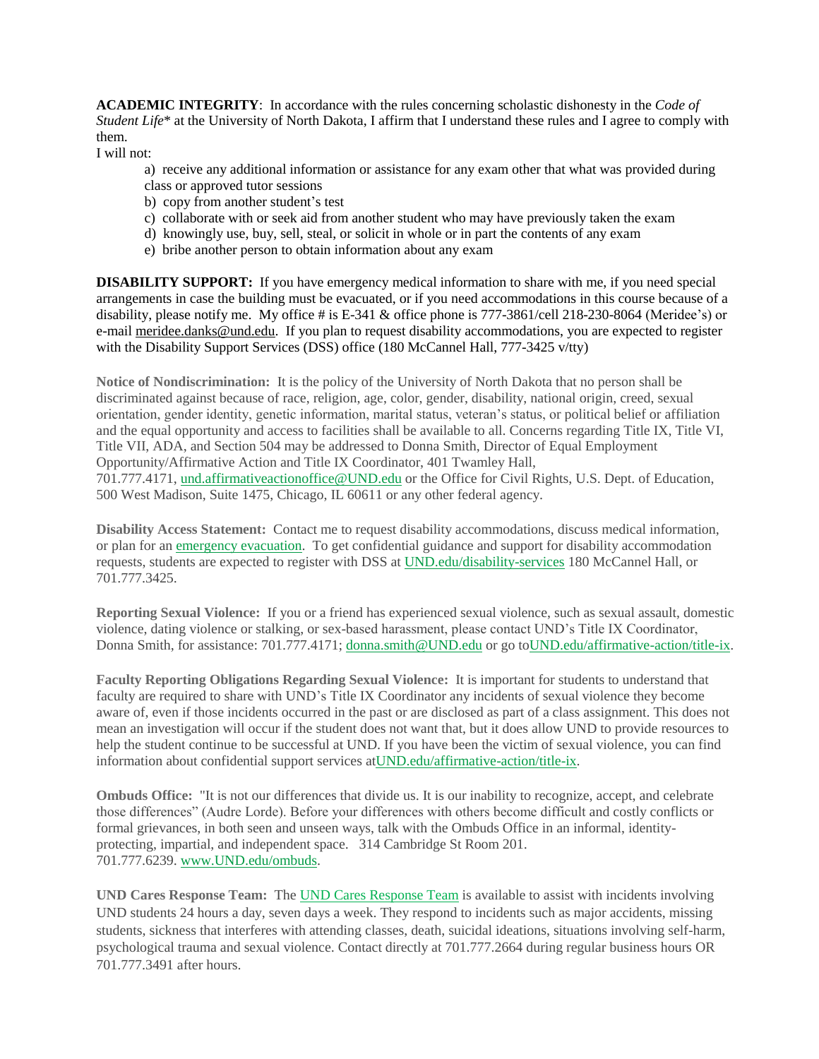**ACADEMIC INTEGRITY**: In accordance with the rules concerning scholastic dishonesty in the *Code of Student Life\** at the University of North Dakota, I affirm that I understand these rules and I agree to comply with them.

I will not:

a) receive any additional information or assistance for any exam other that what was provided during class or approved tutor sessions
b) copy from another student's test
c) collaborate with or seek aid from another student who may have previously taken the exam
d) knowingly use, buy, sell, steal, or solicit in whole or in part the contents of any exam
e) bribe another person to obtain information about any exam

**DISABILITY SUPPORT:** If you have emergency medical information to share with me, if you need special arrangements in case the building must be evacuated, or if you need accommodations in this course because of a disability, please notify me. My office # is E-341 & office phone is 777-3861/cell 218-230-8064 (Meridee's) or e-mail meridee.danks@und.edu. If you plan to request disability accommodations, you are expected to register with the Disability Support Services (DSS) office (180 McCannel Hall, 777-3425 v/tty)

**Notice of Nondiscrimination:** It is the policy of the University of North Dakota that no person shall be discriminated against because of race, religion, age, color, gender, disability, national origin, creed, sexual orientation, gender identity, genetic information, marital status, veteran's status, or political belief or affiliation and the equal opportunity and access to facilities shall be available to all. Concerns regarding Title IX, Title VI, Title VII, ADA, and Section 504 may be addressed to Donna Smith, Director of Equal Employment Opportunity/Affirmative Action and Title IX Coordinator, 401 Twamley Hall, 701.777.4171, und.affirmativeactionoffice@UND.edu or the Office for Civil Rights, U.S. Dept. of Education, 500 West Madison, Suite 1475, Chicago, IL 60611 or any other federal agency.

**Disability Access Statement:** Contact me to request disability accommodations, discuss medical information, or plan for an emergency evacuation. To get confidential guidance and support for disability accommodation requests, students are expected to register with DSS at UND.edu/disability-services 180 McCannel Hall, or 701.777.3425.

**Reporting Sexual Violence:** If you or a friend has experienced sexual violence, such as sexual assault, domestic violence, dating violence or stalking, or sex-based harassment, please contact UND's Title IX Coordinator, Donna Smith, for assistance: 701.777.4171; donna.smith@UND.edu or go toUND.edu/affirmative-action/title-ix.

**Faculty Reporting Obligations Regarding Sexual Violence:** It is important for students to understand that faculty are required to share with UND's Title IX Coordinator any incidents of sexual violence they become aware of, even if those incidents occurred in the past or are disclosed as part of a class assignment. This does not mean an investigation will occur if the student does not want that, but it does allow UND to provide resources to help the student continue to be successful at UND. If you have been the victim of sexual violence, you can find information about confidential support services atUND.edu/affirmative-action/title-ix.

**Ombuds Office:** "It is not our differences that divide us. It is our inability to recognize, accept, and celebrate those differences" (Audre Lorde). Before your differences with others become difficult and costly conflicts or formal grievances, in both seen and unseen ways, talk with the Ombuds Office in an informal, identity-protecting, impartial, and independent space. 314 Cambridge St Room 201. 701.777.6239. www.UND.edu/ombuds.

**UND Cares Response Team:** The UND Cares Response Team is available to assist with incidents involving UND students 24 hours a day, seven days a week. They respond to incidents such as major accidents, missing students, sickness that interferes with attending classes, death, suicidal ideations, situations involving self-harm, psychological trauma and sexual violence. Contact directly at 701.777.2664 during regular business hours OR 701.777.3491 after hours.